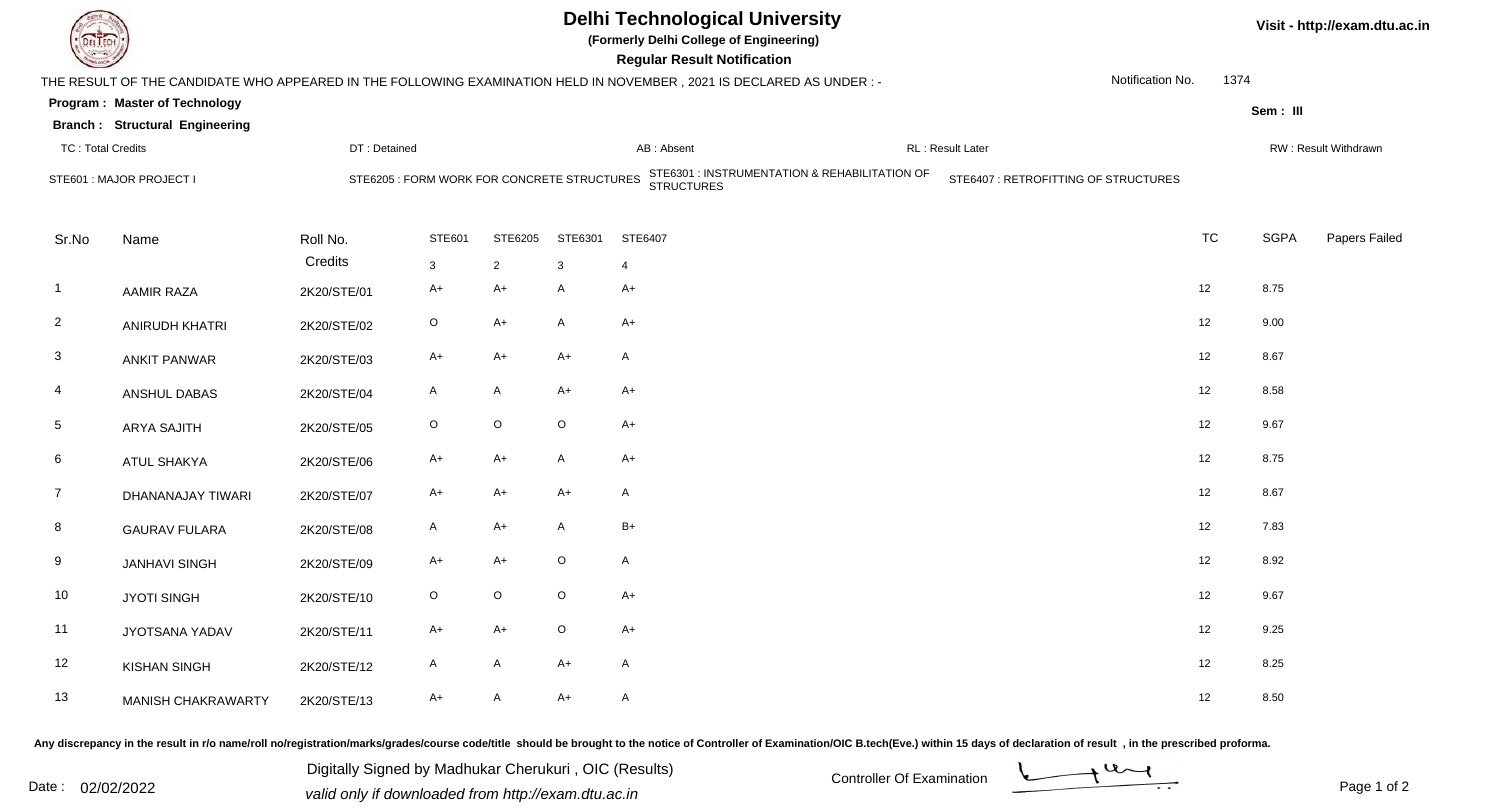# Delhi Technological University

**(Formerly Delhi College of Engineering)**

**Regular Result Notification**

Visit - http://exam.dtu.ac.in

THE RESULT OF THE CANDIDATE WHO APPEARED IN THE FOLLOWING EXAMINATION HELD IN NOVEMBER , 2021 IS DECLARED AS UNDER : -

Notification No. 1374

**Program : Master of Technology**

**Branch : Structural Engineering**

Sem : III

TC : Total Credits | DT : Detained | AB : Absent | RL : Result Later | RW : Result Withdrawn

STE601 : MAJOR PROJECT I | STE6205 : FORM WORK FOR CONCRETE STRUCTURES | STE6301 : INSTRUMENTATION & REHABILITATION OF STRUCTURES | STE6407 : RETROFITTING OF STRUCTURES

| Sr.No | Name | Roll No. | STE601 | STE6205 | STE6301 | STE6407 | TC | SGPA | Papers Failed |
|---|---|---|---|---|---|---|---|---|---|
| | | Credits | 3 | 2 | 3 | 4 | | | |
| 1 | AAMIR RAZA | 2K20/STE/01 | A+ | A+ | A | A+ | 12 | 8.75 | |
| 2 | ANIRUDH KHATRI | 2K20/STE/02 | O | A+ | A | A+ | 12 | 9.00 | |
| 3 | ANKIT PANWAR | 2K20/STE/03 | A+ | A+ | A+ | A | 12 | 8.67 | |
| 4 | ANSHUL DABAS | 2K20/STE/04 | A | A | A+ | A+ | 12 | 8.58 | |
| 5 | ARYA SAJITH | 2K20/STE/05 | O | O | O | A+ | 12 | 9.67 | |
| 6 | ATUL SHAKYA | 2K20/STE/06 | A+ | A+ | A | A+ | 12 | 8.75 | |
| 7 | DHANANAJAY TIWARI | 2K20/STE/07 | A+ | A+ | A+ | A | 12 | 8.67 | |
| 8 | GAURAV FULARA | 2K20/STE/08 | A | A+ | A | B+ | 12 | 7.83 | |
| 9 | JANHAVI SINGH | 2K20/STE/09 | A+ | A+ | O | A | 12 | 8.92 | |
| 10 | JYOTI SINGH | 2K20/STE/10 | O | O | O | A+ | 12 | 9.67 | |
| 11 | JYOTSANA YADAV | 2K20/STE/11 | A+ | A+ | O | A+ | 12 | 9.25 | |
| 12 | KISHAN SINGH | 2K20/STE/12 | A | A | A+ | A | 12 | 8.25 | |
| 13 | MANISH CHAKRAWARTY | 2K20/STE/13 | A+ | A | A+ | A | 12 | 8.50 | |

Any discrepancy in the result in r/o name/roll no/registration/marks/grades/course code/title should be brought to the notice of Controller of Examination/OIC B.tech(Eve.) within 15 days of declaration of result , in the prescribed proforma.

Date : 02/02/2022

Digitally Signed by Madhukar Cherukuri , OIC (Results)
valid only if downloaded from http://exam.dtu.ac.in

Controller Of Examination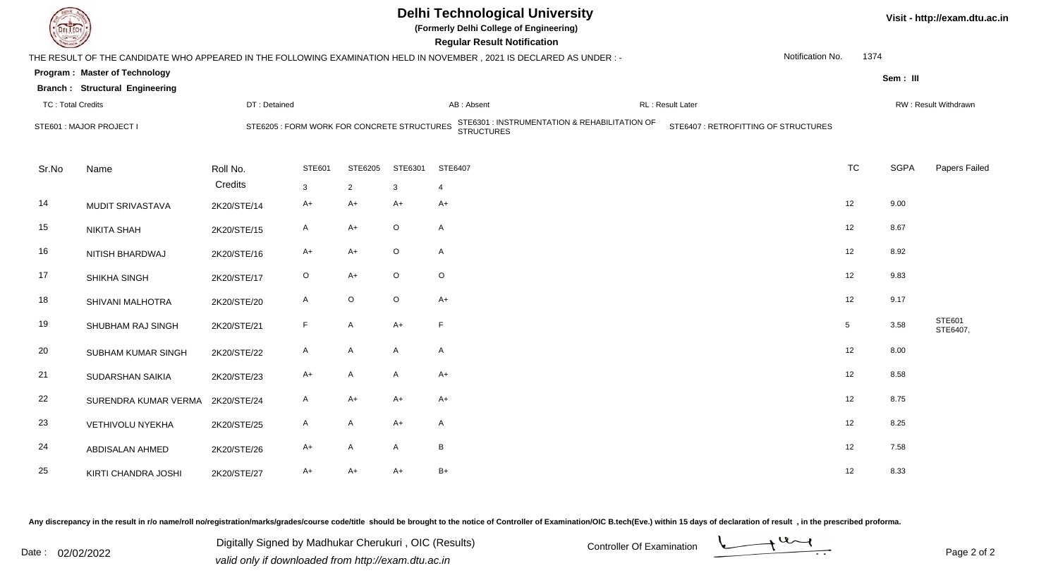# Delhi Technological University

**(Formerly Delhi College of Engineering)**

**Regular Result Notification**

Visit - http://exam.dtu.ac.in

THE RESULT OF THE CANDIDATE WHO APPEARED IN THE FOLLOWING EXAMINATION HELD IN NOVEMBER , 2021 IS DECLARED AS UNDER : -

Notification No. 1374

**Program : Master of Technology**

**Branch : Structural Engineering**

Sem : III

TC : Total Credits | DT : Detained | AB : Absent | RL : Result Later | RW : Result Withdrawn

STE601 : MAJOR PROJECT I | STE6205 : FORM WORK FOR CONCRETE STRUCTURES | STE6301 : INSTRUMENTATION & REHABILITATION OF STRUCTURES | STE6407 : RETROFITTING OF STRUCTURES

| Sr.No | Name | Roll No. | STE601 | STE6205 | STE6301 | STE6407 | TC | SGPA | Papers Failed |
|---|---|---|---|---|---|---|---|---|---|
| | | Credits | 3 | 2 | 3 | 4 | | | |
| 14 | MUDIT SRIVASTAVA | 2K20/STE/14 | A+ | A+ | A+ | A+ | 12 | 9.00 | |
| 15 | NIKITA SHAH | 2K20/STE/15 | A | A+ | O | A | 12 | 8.67 | |
| 16 | NITISH BHARDWAJ | 2K20/STE/16 | A+ | A+ | O | A | 12 | 8.92 | |
| 17 | SHIKHA SINGH | 2K20/STE/17 | O | A+ | O | O | 12 | 9.83 | |
| 18 | SHIVANI MALHOTRA | 2K20/STE/20 | A | O | O | A+ | 12 | 9.17 | |
| 19 | SHUBHAM RAJ SINGH | 2K20/STE/21 | F | A | A+ | F | 5 | 3.58 | STE601 STE6407, |
| 20 | SUBHAM KUMAR SINGH | 2K20/STE/22 | A | A | A | A | 12 | 8.00 | |
| 21 | SUDARSHAN SAIKIA | 2K20/STE/23 | A+ | A | A | A+ | 12 | 8.58 | |
| 22 | SURENDRA KUMAR VERMA | 2K20/STE/24 | A | A+ | A+ | A+ | 12 | 8.75 | |
| 23 | VETHIVOLU NYEKHA | 2K20/STE/25 | A | A | A+ | A | 12 | 8.25 | |
| 24 | ABDISALAN AHMED | 2K20/STE/26 | A+ | A | A | B | 12 | 7.58 | |
| 25 | KIRTI CHANDRA JOSHI | 2K20/STE/27 | A+ | A+ | A+ | B+ | 12 | 8.33 | |

Any discrepancy in the result in r/o name/roll no/registration/marks/grades/course code/title should be brought to the notice of Controller of Examination/OIC B.tech(Eve.) within 15 days of declaration of result , in the prescribed proforma.

Date : 02/02/2022

Digitally Signed by Madhukar Cherukuri , OIC (Results)
valid only if downloaded from http://exam.dtu.ac.in

Controller Of Examination